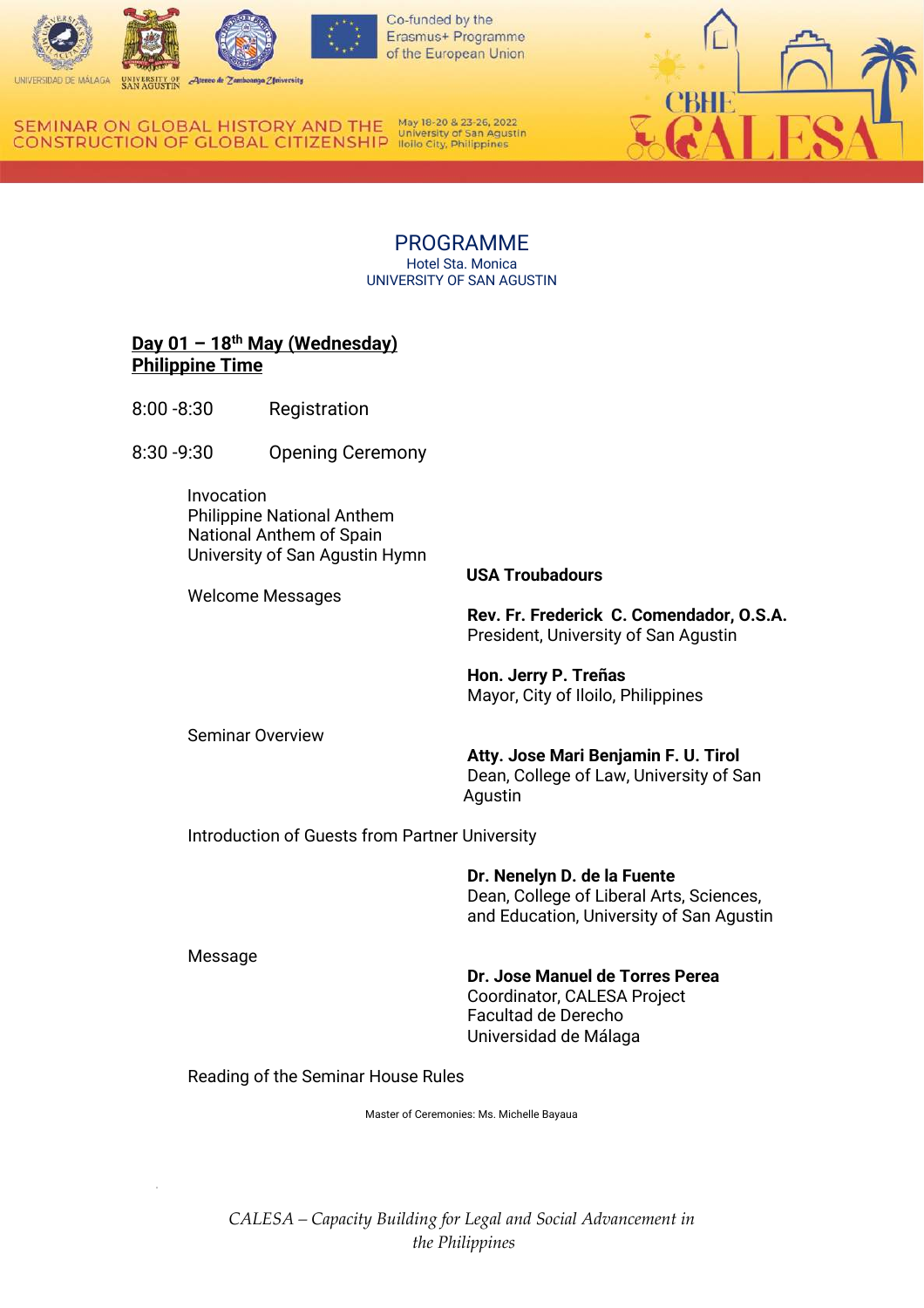UNIVERSIDAD DE MÁLAGA · UNIVERSITY OF SAN AGUSTIN · Ateneo de Zamboanga University

Co-funded by the Erasmus+ Programme of the European Union

SEMINAR ON GLOBAL HISTORY AND THE CONSTRUCTION OF GLOBAL CITIZENSHIP

May 18-20 & 23-26, 2022
University of San Agustin
Iloilo City, Philippines

CBHE CALESA

## PROGRAMME

Hotel Sta. Monica
UNIVERSITY OF SAN AGUSTIN

**Day 01 – 18th May (Wednesday)**
**Philippine Time**

8:00 -8:30 Registration

8:30 -9:30 Opening Ceremony

Invocation
Philippine National Anthem
National Anthem of Spain
University of San Agustin Hymn — **USA Troubadours**

Welcome Messages

**Rev. Fr. Frederick C. Comendador, O.S.A.**
President, University of San Agustin

**Hon. Jerry P. Treñas**
Mayor, City of Iloilo, Philippines

Seminar Overview

**Atty. Jose Mari Benjamin F. U. Tirol**
Dean, College of Law, University of San Agustin

Introduction of Guests from Partner University

**Dr. Nenelyn D. de la Fuente**
Dean, College of Liberal Arts, Sciences, and Education, University of San Agustin

Message

**Dr. Jose Manuel de Torres Perea**
Coordinator, CALESA Project
Facultad de Derecho
Universidad de Málaga

Reading of the Seminar House Rules

Master of Ceremonies: Ms. Michelle Bayaua

*CALESA – Capacity Building for Legal and Social Advancement in the Philippines*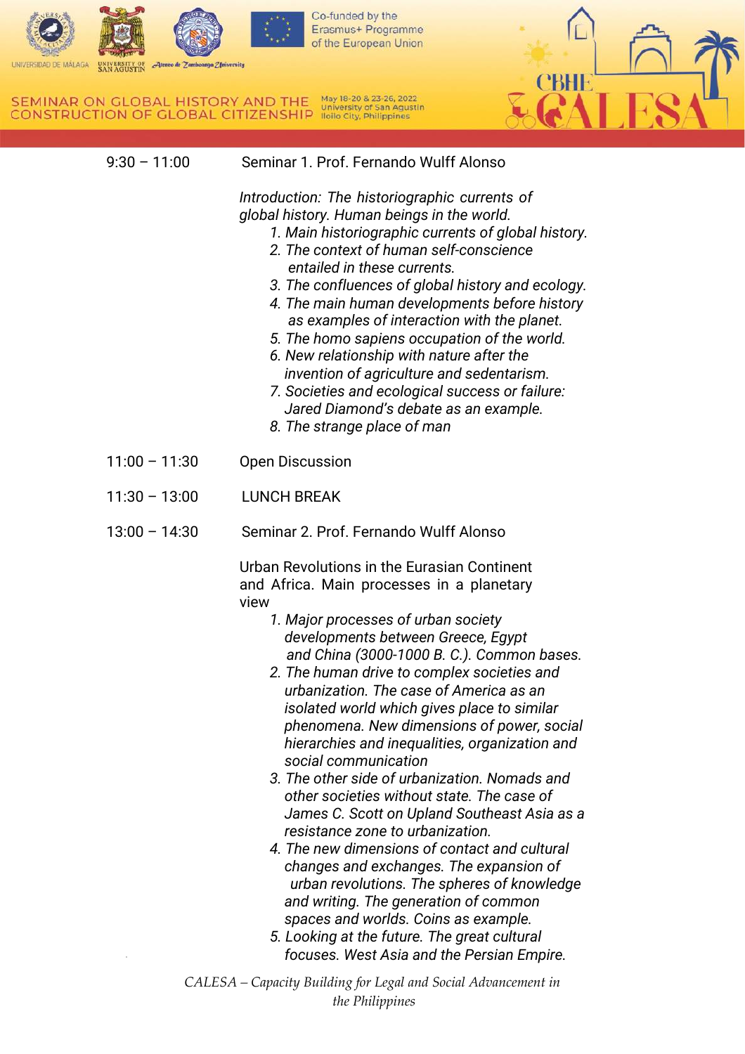| | |
|---|---|
| 9:30 – 11:00 | Seminar 1. Prof. Fernando Wulff Alonso |

*Introduction: The historiographic currents of global history. Human beings in the world.*

1. *Main historiographic currents of global history.*
2. *The context of human self-conscience entailed in these currents.*
3. *The confluences of global history and ecology.*
4. *The main human developments before history as examples of interaction with the planet.*
5. *The homo sapiens occupation of the world.*
6. *New relationship with nature after the invention of agriculture and sedentarism.*
7. *Societies and ecological success or failure: Jared Diamond's debate as an example.*
8. *The strange place of man*

| | |
|---|---|
| 11:00 – 11:30 | Open Discussion |
| 11:30 – 13:00 | LUNCH BREAK |
| 13:00 – 14:30 | Seminar 2. Prof. Fernando Wulff Alonso |

Urban Revolutions in the Eurasian Continent and Africa. Main processes in a planetary view

1. *Major processes of urban society developments between Greece, Egypt and China (3000-1000 B. C.). Common bases.*
2. *The human drive to complex societies and urbanization. The case of America as an isolated world which gives place to similar phenomena. New dimensions of power, social hierarchies and inequalities, organization and social communication*
3. *The other side of urbanization. Nomads and other societies without state. The case of James C. Scott on Upland Southeast Asia as a resistance zone to urbanization.*
4. *The new dimensions of contact and cultural changes and exchanges. The expansion of urban revolutions. The spheres of knowledge and writing. The generation of common spaces and worlds. Coins as example.*
5. *Looking at the future. The great cultural focuses. West Asia and the Persian Empire.*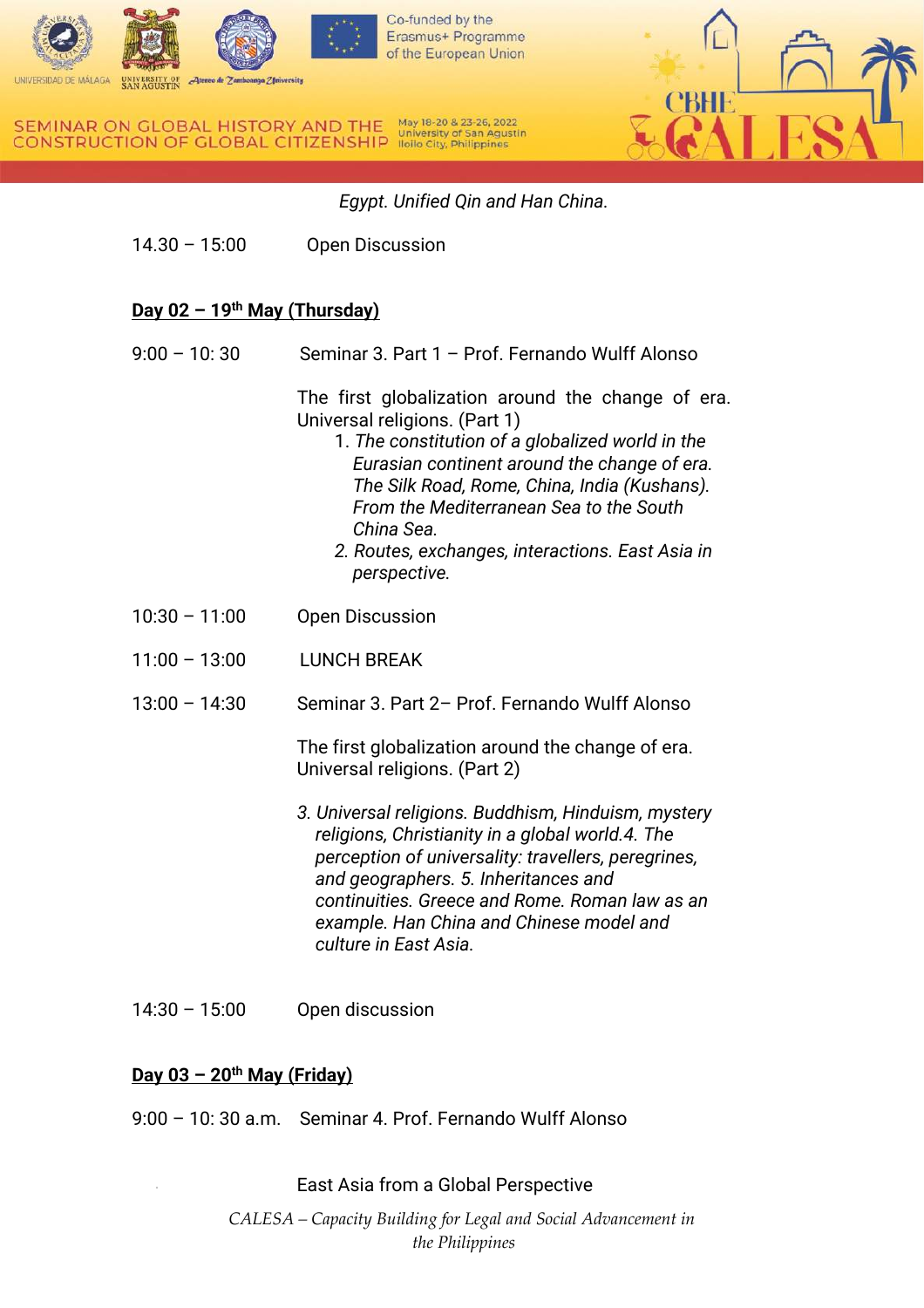*Egypt. Unified Qin and Han China.*

14.30 – 15:00 Open Discussion

**Day 02 – 19th May (Thursday)**

9:00 – 10: 30 Seminar 3. Part 1 – Prof. Fernando Wulff Alonso

The first globalization around the change of era. Universal religions. (Part 1)

1. *The constitution of a globalized world in the Eurasian continent around the change of era. The Silk Road, Rome, China, India (Kushans). From the Mediterranean Sea to the South China Sea.*
2. *Routes, exchanges, interactions. East Asia in perspective.*

10:30 – 11:00 Open Discussion

11:00 – 13:00 LUNCH BREAK

13:00 – 14:30 Seminar 3. Part 2– Prof. Fernando Wulff Alonso

The first globalization around the change of era. Universal religions. (Part 2)

*3. Universal religions. Buddhism, Hinduism, mystery religions, Christianity in a global world.4. The perception of universality: travellers, peregrines, and geographers. 5. Inheritances and continuities. Greece and Rome. Roman law as an example. Han China and Chinese model and culture in East Asia.*

14:30 – 15:00 Open discussion

**Day 03 – 20th May (Friday)**

9:00 – 10: 30 a.m. Seminar 4. Prof. Fernando Wulff Alonso

East Asia from a Global Perspective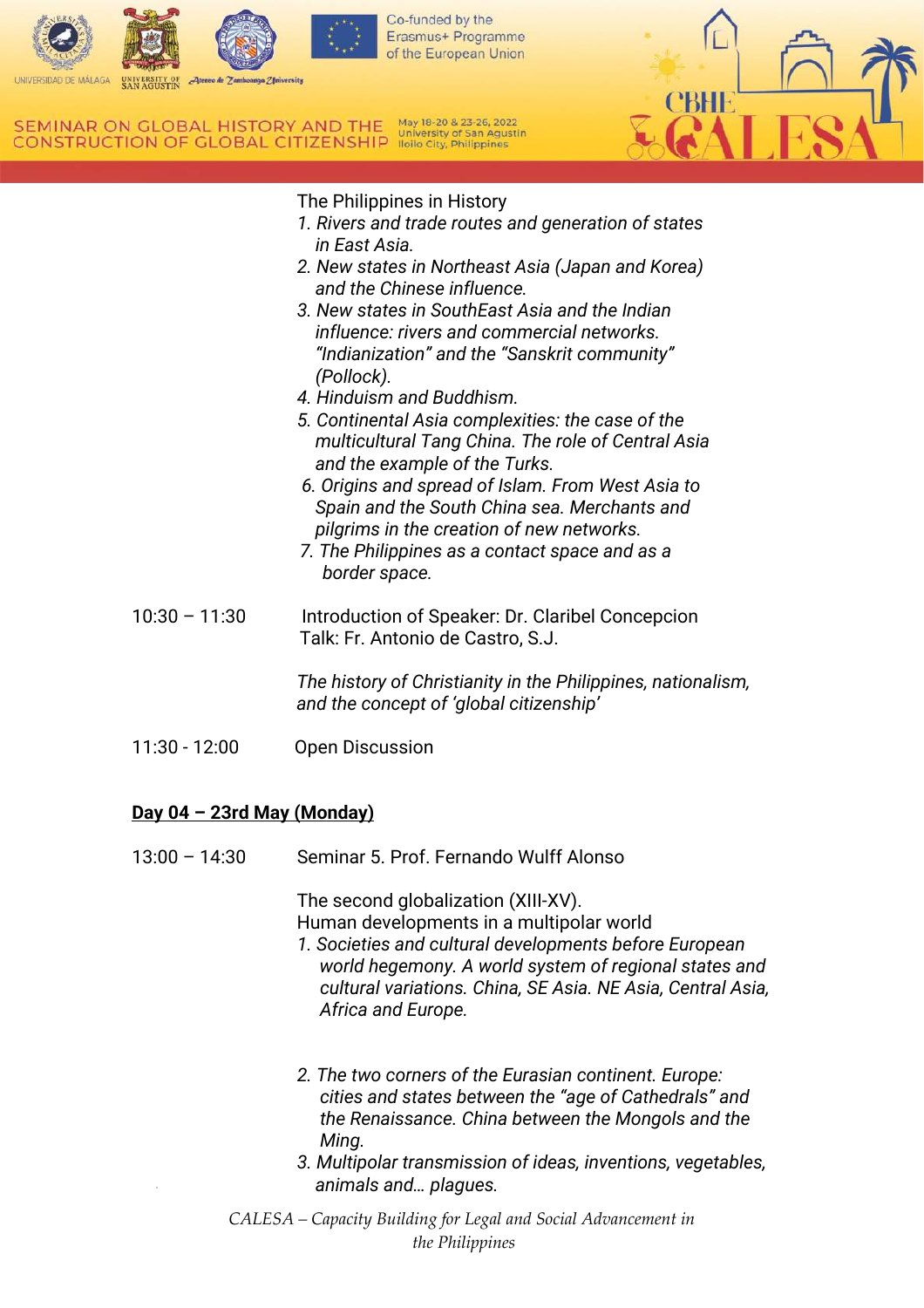The Philippines in History

1. *Rivers and trade routes and generation of states in East Asia.*
2. *New states in Northeast Asia (Japan and Korea) and the Chinese influence.*
3. *New states in SouthEast Asia and the Indian influence: rivers and commercial networks. "Indianization" and the "Sanskrit community" (Pollock).*
4. *Hinduism and Buddhism.*
5. *Continental Asia complexities: the case of the multicultural Tang China. The role of Central Asia and the example of the Turks.*
6. *Origins and spread of Islam. From West Asia to Spain and the South China sea. Merchants and pilgrims in the creation of new networks.*
7. *The Philippines as a contact space and as a border space.*

10:30 – 11:30 Introduction of Speaker: Dr. Claribel Concepcion
Talk: Fr. Antonio de Castro, S.J.

*The history of Christianity in the Philippines, nationalism, and the concept of 'global citizenship'*

11:30 - 12:00 Open Discussion

**Day 04 – 23rd May (Monday)**

13:00 – 14:30 Seminar 5. Prof. Fernando Wulff Alonso

The second globalization (XIII-XV).
Human developments in a multipolar world

1. *Societies and cultural developments before European world hegemony. A world system of regional states and cultural variations. China, SE Asia. NE Asia, Central Asia, Africa and Europe.*
2. *The two corners of the Eurasian continent. Europe: cities and states between the "age of Cathedrals" and the Renaissance. China between the Mongols and the Ming.*
3. *Multipolar transmission of ideas, inventions, vegetables, animals and… plagues.*

*CALESA – Capacity Building for Legal and Social Advancement in the Philippines*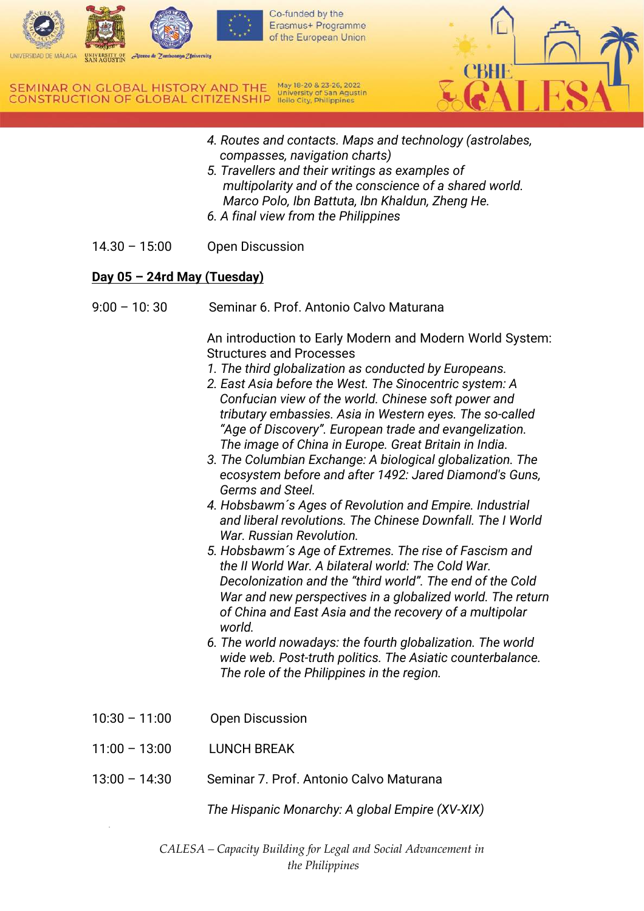4. *Routes and contacts. Maps and technology (astrolabes, compasses, navigation charts)*
5. *Travellers and their writings as examples of multipolarity and of the conscience of a shared world. Marco Polo, Ibn Battuta, Ibn Khaldun, Zheng He.*
6. *A final view from the Philippines*

14.30 – 15:00 Open Discussion

**Day 05 – 24rd May (Tuesday)**

9:00 – 10: 30 Seminar 6. Prof. Antonio Calvo Maturana

An introduction to Early Modern and Modern World System: Structures and Processes

1. *The third globalization as conducted by Europeans.*
2. *East Asia before the West. The Sinocentric system: A Confucian view of the world. Chinese soft power and tributary embassies. Asia in Western eyes. The so-called "Age of Discovery". European trade and evangelization. The image of China in Europe. Great Britain in India.*
3. *The Columbian Exchange: A biological globalization. The ecosystem before and after 1492: Jared Diamond's Guns, Germs and Steel.*
4. *Hobsbawm´s Ages of Revolution and Empire. Industrial and liberal revolutions. The Chinese Downfall. The I World War. Russian Revolution.*
5. *Hobsbawm´s Age of Extremes. The rise of Fascism and the II World War. A bilateral world: The Cold War. Decolonization and the "third world". The end of the Cold War and new perspectives in a globalized world. The return of China and East Asia and the recovery of a multipolar world.*
6. *The world nowadays: the fourth globalization. The world wide web. Post-truth politics. The Asiatic counterbalance. The role of the Philippines in the region.*

10:30 – 11:00 Open Discussion

11:00 – 13:00 LUNCH BREAK

13:00 – 14:30 Seminar 7. Prof. Antonio Calvo Maturana

*The Hispanic Monarchy: A global Empire (XV-XIX)*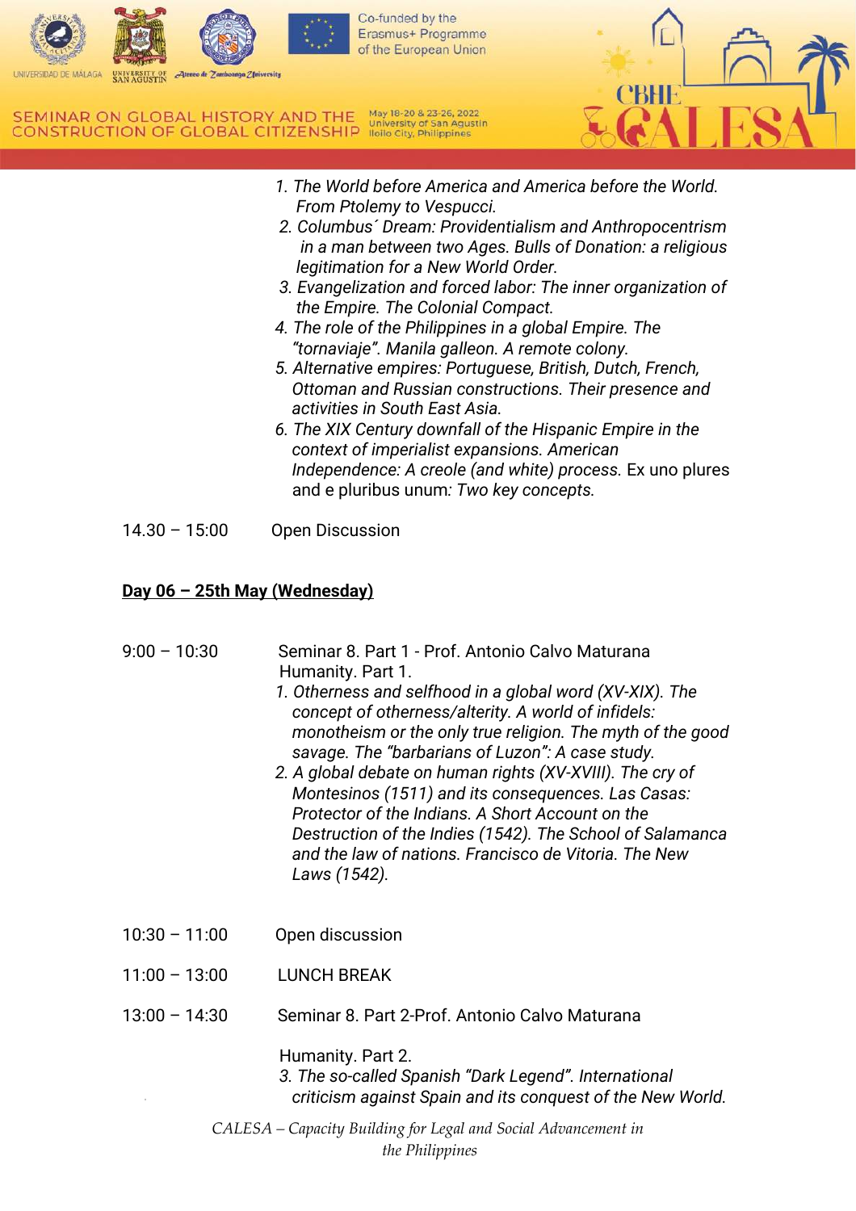1. *The World before America and America before the World. From Ptolemy to Vespucci.*
2. *Columbus´ Dream: Providentialism and Anthropocentrism in a man between two Ages. Bulls of Donation: a religious legitimation for a New World Order.*
3. *Evangelization and forced labor: The inner organization of the Empire. The Colonial Compact.*
4. *The role of the Philippines in a global Empire. The "tornaviaje". Manila galleon. A remote colony.*
5. *Alternative empires: Portuguese, British, Dutch, French, Ottoman and Russian constructions. Their presence and activities in South East Asia.*
6. *The XIX Century downfall of the Hispanic Empire in the context of imperialist expansions. American Independence: A creole (and white) process.* Ex uno plures and e pluribus unum*: Two key concepts.*

14.30 – 15:00 Open Discussion

**Day 06 – 25th May (Wednesday)**

9:00 – 10:30 Seminar 8. Part 1 - Prof. Antonio Calvo Maturana

Humanity. Part 1.

1. *Otherness and selfhood in a global word (XV-XIX). The concept of otherness/alterity. A world of infidels: monotheism or the only true religion. The myth of the good savage. The "barbarians of Luzon": A case study.*
2. *A global debate on human rights (XV-XVIII). The cry of Montesinos (1511) and its consequences. Las Casas: Protector of the Indians. A Short Account on the Destruction of the Indies (1542). The School of Salamanca and the law of nations. Francisco de Vitoria. The New Laws (1542).*

10:30 – 11:00 Open discussion

11:00 – 13:00 LUNCH BREAK

13:00 – 14:30 Seminar 8. Part 2-Prof. Antonio Calvo Maturana

Humanity. Part 2.

3. *The so-called Spanish "Dark Legend". International criticism against Spain and its conquest of the New World.*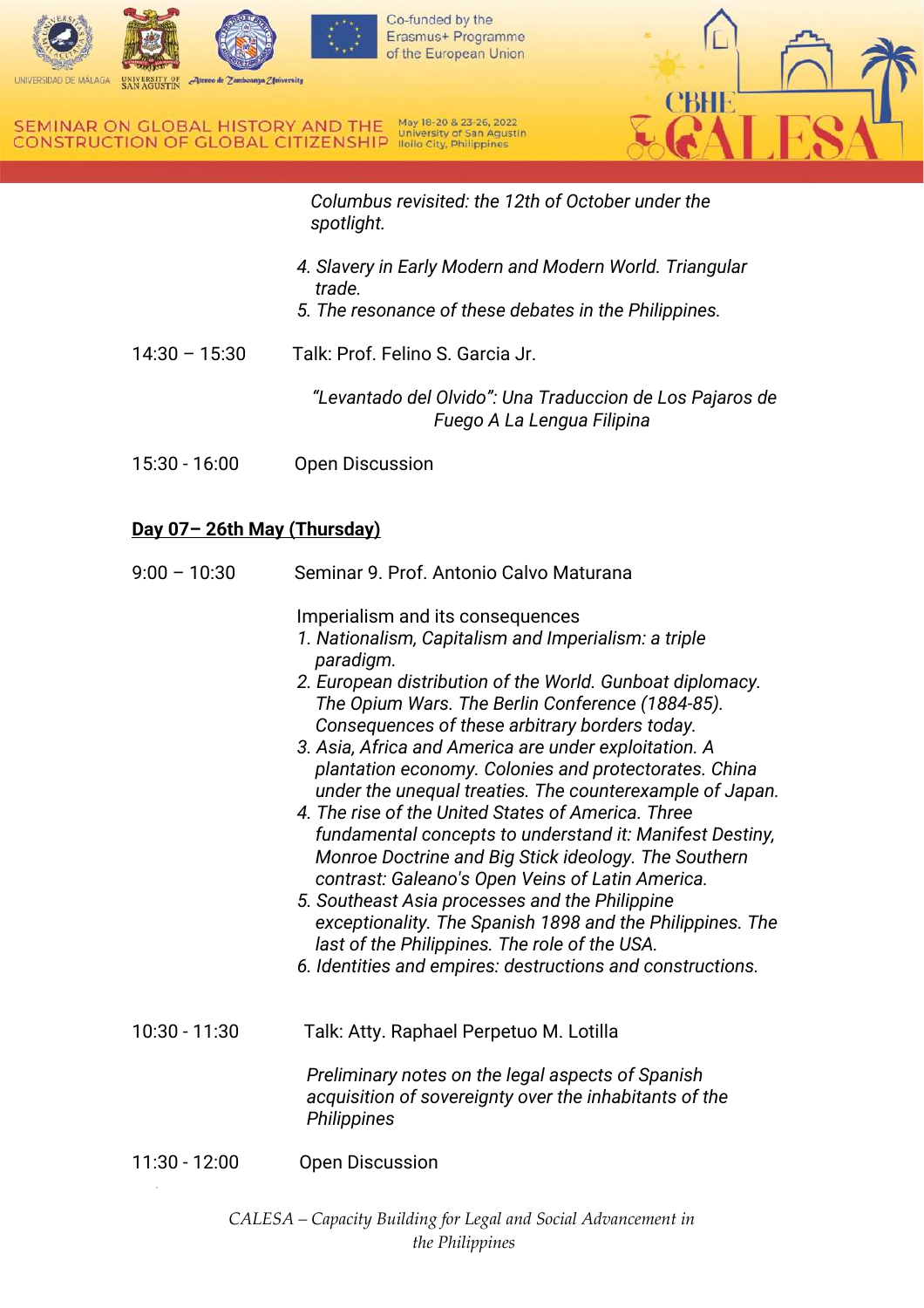*Columbus revisited: the 12th of October under the spotlight.*

4. *Slavery in Early Modern and Modern World. Triangular trade.*
5. *The resonance of these debates in the Philippines.*

14:30 – 15:30 Talk: Prof. Felino S. Garcia Jr.

*"Levantado del Olvido": Una Traduccion de Los Pajaros de Fuego A La Lengua Filipina*

15:30 - 16:00 Open Discussion

**Day 07– 26th May (Thursday)**

9:00 – 10:30 Seminar 9. Prof. Antonio Calvo Maturana

Imperialism and its consequences

1. *Nationalism, Capitalism and Imperialism: a triple paradigm.*
2. *European distribution of the World. Gunboat diplomacy. The Opium Wars. The Berlin Conference (1884-85). Consequences of these arbitrary borders today.*
3. *Asia, Africa and America are under exploitation. A plantation economy. Colonies and protectorates. China under the unequal treaties. The counterexample of Japan.*
4. *The rise of the United States of America. Three fundamental concepts to understand it: Manifest Destiny, Monroe Doctrine and Big Stick ideology. The Southern contrast: Galeano's Open Veins of Latin America.*
5. *Southeast Asia processes and the Philippine exceptionality. The Spanish 1898 and the Philippines. The last of the Philippines. The role of the USA.*
6. *Identities and empires: destructions and constructions.*

10:30 - 11:30 Talk: Atty. Raphael Perpetuo M. Lotilla

*Preliminary notes on the legal aspects of Spanish acquisition of sovereignty over the inhabitants of the Philippines*

11:30 - 12:00 Open Discussion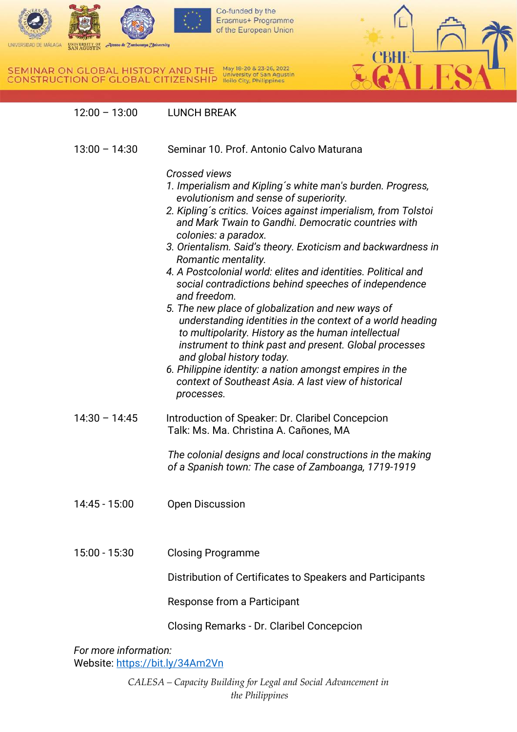| | |
|---|---|
| 12:00 – 13:00 | LUNCH BREAK |
| 13:00 – 14:30 | Seminar 10. Prof. Antonio Calvo Maturana |

*Crossed views*

1. *Imperialism and Kipling´s white man's burden. Progress, evolutionism and sense of superiority.*
2. *Kipling´s critics. Voices against imperialism, from Tolstoi and Mark Twain to Gandhi. Democratic countries with colonies: a paradox.*
3. *Orientalism. Said's theory. Exoticism and backwardness in Romantic mentality.*
4. *A Postcolonial world: elites and identities. Political and social contradictions behind speeches of independence and freedom.*
5. *The new place of globalization and new ways of understanding identities in the context of a world heading to multipolarity. History as the human intellectual instrument to think past and present. Global processes and global history today.*
6. *Philippine identity: a nation amongst empires in the context of Southeast Asia. A last view of historical processes.*

| | |
|---|---|
| 14:30 – 14:45 | Introduction of Speaker: Dr. Claribel Concepcion<br>Talk: Ms. Ma. Christina A. Cañones, MA |

*The colonial designs and local constructions in the making of a Spanish town: The case of Zamboanga, 1719-1919*

| | |
|---|---|
| 14:45 - 15:00 | Open Discussion |
| 15:00 - 15:30 | Closing Programme |

Distribution of Certificates to Speakers and Participants

Response from a Participant

Closing Remarks - Dr. Claribel Concepcion

*For more information:*
Website: https://bit.ly/34Am2Vn

*CALESA – Capacity Building for Legal and Social Advancement in the Philippines*